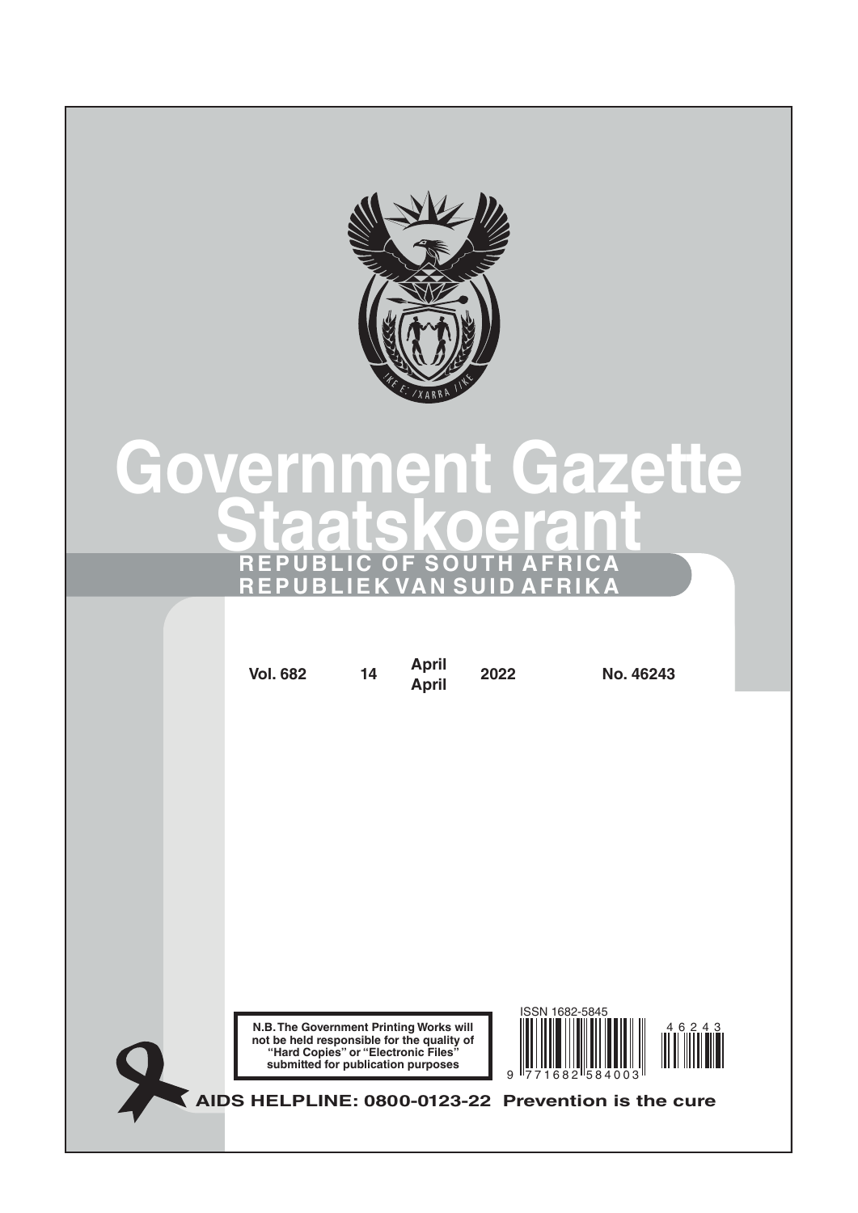# Government Gazette
# Staatskoerant

**REPUBLIC OF SOUTH AFRICA**
**REPUBLIEK VAN SUID AFRIKA**

| Vol. 682 | 14 | April April | 2022 | No. 46243 |
|---|---|---|---|---|

**N.B. The Government Printing Works will not be held responsible for the quality of "Hard Copies" or "Electronic Files" submitted for publication purposes**

ISSN 1682-5845

9 771682 584003

46243

**AIDS HELPLINE: 0800-0123-22 Prevention is the cure**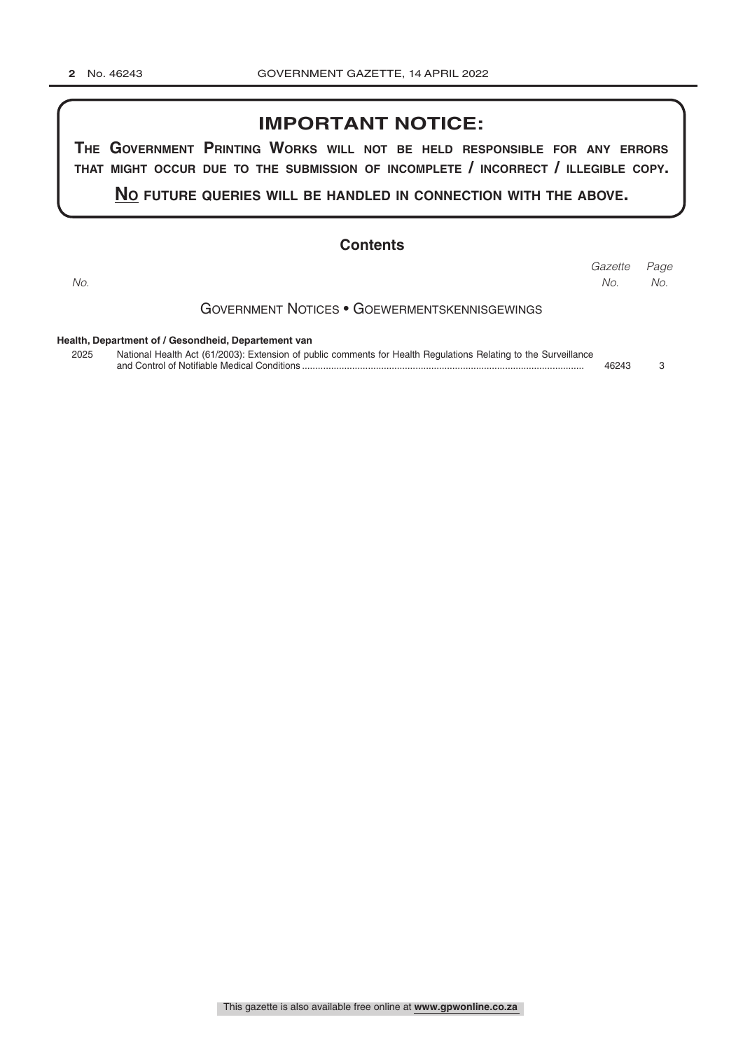# IMPORTANT NOTICE:

**THE GOVERNMENT PRINTING WORKS WILL NOT BE HELD RESPONSIBLE FOR ANY ERRORS THAT MIGHT OCCUR DUE TO THE SUBMISSION OF INCOMPLETE / INCORRECT / ILLEGIBLE COPY.**

**NO FUTURE QUERIES WILL BE HANDLED IN CONNECTION WITH THE ABOVE.**

## Contents

| *No.* | | *Gazette No.* | *Page No.* |
|---|---|---|---|
| | GOVERNMENT NOTICES • GOEWERMENTSKENNISGEWINGS | | |
| | **Health, Department of / Gesondheid, Departement van** | | |
| 2025 | National Health Act (61/2003): Extension of public comments for Health Regulations Relating to the Surveillance and Control of Notifiable Medical Conditions | 46243 | 3 |

This gazette is also available free online at **www.gpwonline.co.za**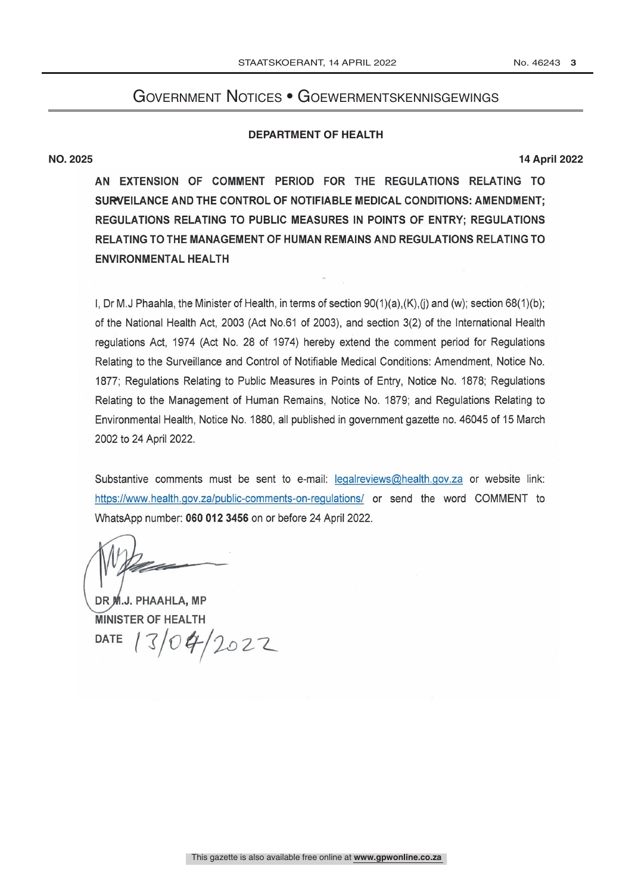# Government Notices • Goewermentskennisgewings

## DEPARTMENT OF HEALTH

**NO. 2025** **14 April 2022**

**AN EXTENSION OF COMMENT PERIOD FOR THE REGULATIONS RELATING TO SURVEILANCE AND THE CONTROL OF NOTIFIABLE MEDICAL CONDITIONS: AMENDMENT; REGULATIONS RELATING TO PUBLIC MEASURES IN POINTS OF ENTRY; REGULATIONS RELATING TO THE MANAGEMENT OF HUMAN REMAINS AND REGULATIONS RELATING TO ENVIRONMENTAL HEALTH**

I, Dr M.J Phaahla, the Minister of Health, in terms of section 90(1)(a),(K),(j) and (w); section 68(1)(b); of the National Health Act, 2003 (Act No.61 of 2003), and section 3(2) of the International Health regulations Act, 1974 (Act No. 28 of 1974) hereby extend the comment period for Regulations Relating to the Surveillance and Control of Notifiable Medical Conditions: Amendment, Notice No. 1877; Regulations Relating to Public Measures in Points of Entry, Notice No. 1878; Regulations Relating to the Management of Human Remains, Notice No. 1879; and Regulations Relating to Environmental Health, Notice No. 1880, all published in government gazette no. 46045 of 15 March 2002 to 24 April 2022.

Substantive comments must be sent to e-mail: legalreviews@health.gov.za or website link: https://www.health.gov.za/public-comments-on-regulations/ or send the word COMMENT to WhatsApp number: **060 012 3456** on or before 24 April 2022.

**DR M.J. PHAAHLA, MP**
**MINISTER OF HEALTH**
**DATE** 13/04/2022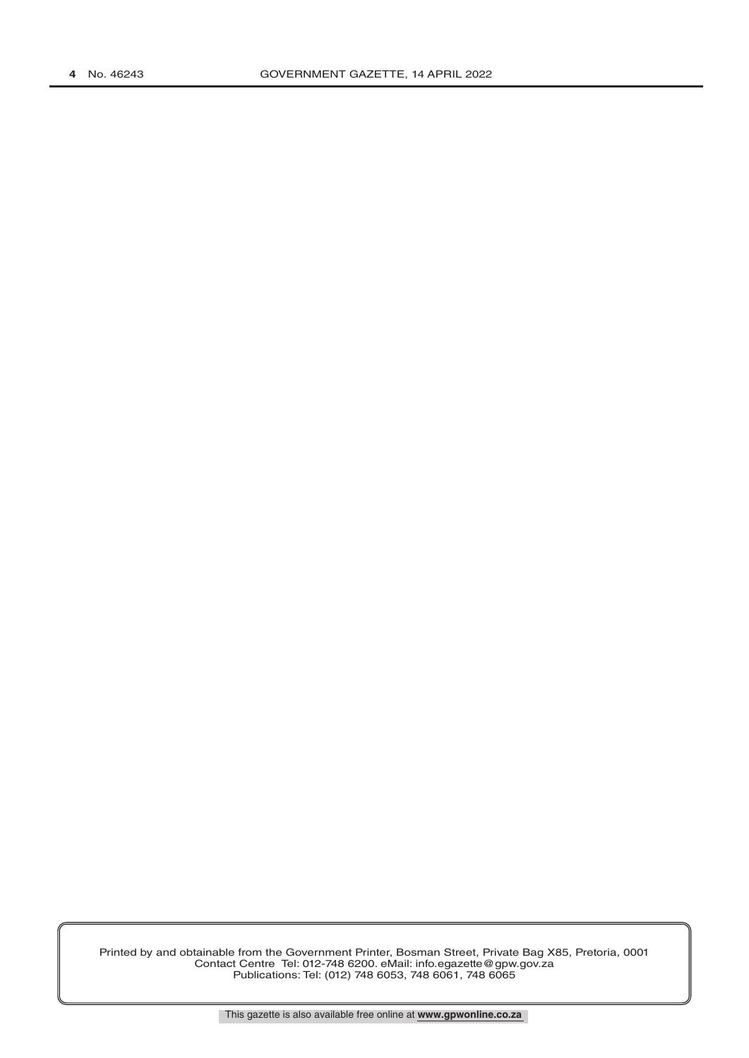Printed by and obtainable from the Government Printer, Bosman Street, Private Bag X85, Pretoria, 0001
Contact Centre Tel: 012-748 6200. eMail: info.egazette@gpw.gov.za
Publications: Tel: (012) 748 6053, 748 6061, 748 6065